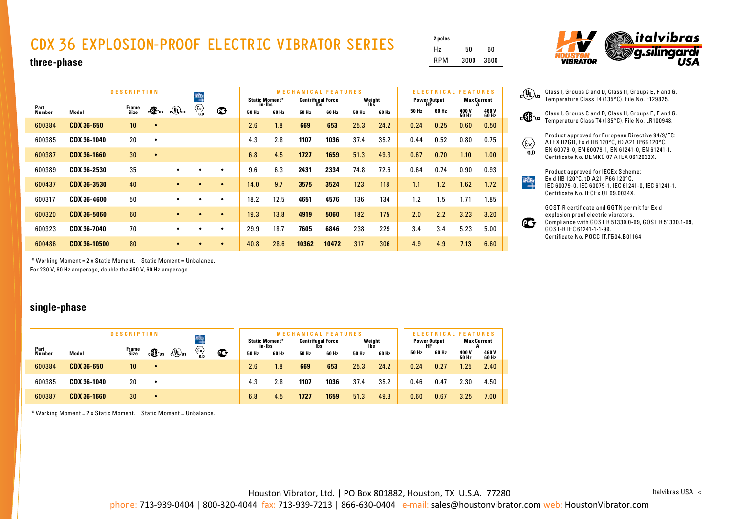# CDX 36 EXPLOSION-PROOF ELECTRIC VIBRATOR SERIES

| 2 poles | | |
|---|---|---|
| Hz | 50 | 60 |
| RPM | 3000 | 3600 |

## three-phase

| DESCRIPTION | | | | | | | MECHANICAL FEATURES | | | | | | ELECTRICAL FEATURES | | | |
|---|---|---|---|---|---|---|---|---|---|---|---|---|---|---|---|---|
| | | | | | | | Static Moment* in-lbs | | Centrifugal Force lbs | | Weight lbs | | Power Output HP | | Max Current A | |
| Part Number | Model | Frame Size | cSAus | cULus | Ex G,D / IECEx | GOST | 50 Hz | 60 Hz | 50 Hz | 60 Hz | 50 Hz | 60 Hz | 50 Hz | 60 Hz | 400 V 50 Hz | 460 V 60 Hz |
| 600384 | CDX 36-650 | 10 | • | | | | 2.6 | 1.8 | 669 | 653 | 25.3 | 24.2 | 0.24 | 0.25 | 0.60 | 0.50 |
| 600385 | CDX 36-1040 | 20 | • | | | | 4.3 | 2.8 | 1107 | 1036 | 37.4 | 35.2 | 0.44 | 0.52 | 0.80 | 0.75 |
| 600387 | CDX 36-1660 | 30 | • | | | | 6.8 | 4.5 | 1727 | 1659 | 51.3 | 49.3 | 0.67 | 0.70 | 1.10 | 1.00 |
| 600389 | CDX 36-2530 | 35 | | • | • | • | 9.6 | 6.3 | 2431 | 2334 | 74.8 | 72.6 | 0.64 | 0.74 | 0.90 | 0.93 |
| 600437 | CDX 36-3530 | 40 | | • | • | • | 14.0 | 9.7 | 3575 | 3524 | 123 | 118 | 1.1 | 1.2 | 1.62 | 1.72 |
| 600317 | CDX 36-4600 | 50 | | • | • | • | 18.2 | 12.5 | 4651 | 4576 | 136 | 134 | 1.2 | 1.5 | 1.71 | 1.85 |
| 600320 | CDX 36-5060 | 60 | | • | • | • | 19.3 | 13.8 | 4919 | 5060 | 182 | 175 | 2.0 | 2.2 | 3.23 | 3.20 |
| 600323 | CDX 36-7040 | 70 | | • | • | • | 29.9 | 18.7 | 7605 | 6846 | 238 | 229 | 3.4 | 3.4 | 5.23 | 5.00 |
| 600486 | CDX 36-10500 | 80 | | • | • | • | 40.8 | 28.6 | 10362 | 10472 | 317 | 306 | 4.9 | 4.9 | 7.13 | 6.60 |

* Working Moment = 2 x Static Moment. Static Moment = Unbalance.
For 230 V, 60 Hz amperage, double the 460 V, 60 Hz amperage.

## single-phase

| DESCRIPTION | | | | | | | MECHANICAL FEATURES | | | | | | ELECTRICAL FEATURES | | | |
|---|---|---|---|---|---|---|---|---|---|---|---|---|---|---|---|---|
| | | | | | | | Static Moment* in-lbs | | Centrifugal Force lbs | | Weight lbs | | Power Output HP | | Max Current A | |
| Part Number | Model | Frame Size | cSAus | cULus | Ex G,D / IECEx | GOST | 50 Hz | 60 Hz | 50 Hz | 60 Hz | 50 Hz | 60 Hz | 50 Hz | 60 Hz | 400 V 50 Hz | 460 V 60 Hz |
| 600384 | CDX 36-650 | 10 | • | | | | 2.6 | 1.8 | 669 | 653 | 25.3 | 24.2 | 0.24 | 0.27 | 1.25 | 2.40 |
| 600385 | CDX 36-1040 | 20 | • | | | | 4.3 | 2.8 | 1107 | 1036 | 37.4 | 35.2 | 0.46 | 0.47 | 2.30 | 4.50 |
| 600387 | CDX 36-1660 | 30 | • | | | | 6.8 | 4.5 | 1727 | 1659 | 51.3 | 49.3 | 0.60 | 0.67 | 3.25 | 7.00 |

* Working Moment = 2 x Static Moment. Static Moment = Unbalance.

cULus: Class I, Groups C and D, Class II, Groups E, F and G. Temperature Class T4 (135°C). File No. E129825.

cSAus: Class I, Groups C and D, Class II, Groups E, F and G. Temperature Class T4 (135°C). File No. LR100948.

Ex G,D: Product approved for European Directive 94/9/EC: ATEX II2GD, Ex d IIB 120°C, tD A21 IP66 120°C. EN 60079-0, EN 60079-1, EN 61241-0, EN 61241-1. Certificate No. DEMKO 07 ATEX 0612032X.

IECEx: Product approved for IECEx Scheme: Ex d IIB 120°C, tD A21 IP66 120°C. IEC 60079-0, IEC 60079-1, IEC 61241-0, IEC 61241-1. Certificate No. IECEx UL 09.0034X.

GOST: GOST-R certificate and GGTN permit for Ex d explosion proof electric vibrators. Compliance with GOST R 51330.0-99, GOST R 51330.1-99, GOST-R IEC 61241-1-1-99. Certificate No. POCC IT.ГБ04.B01164

Houston Vibrator, Ltd. | PO Box 801882, Houston, TX U.S.A. 77280
phone: 713-939-0404 | 800-320-4044 fax: 713-939-7213 | 866-630-0404 e-mail: sales@houstonvibrator.com web: HoustonVibrator.com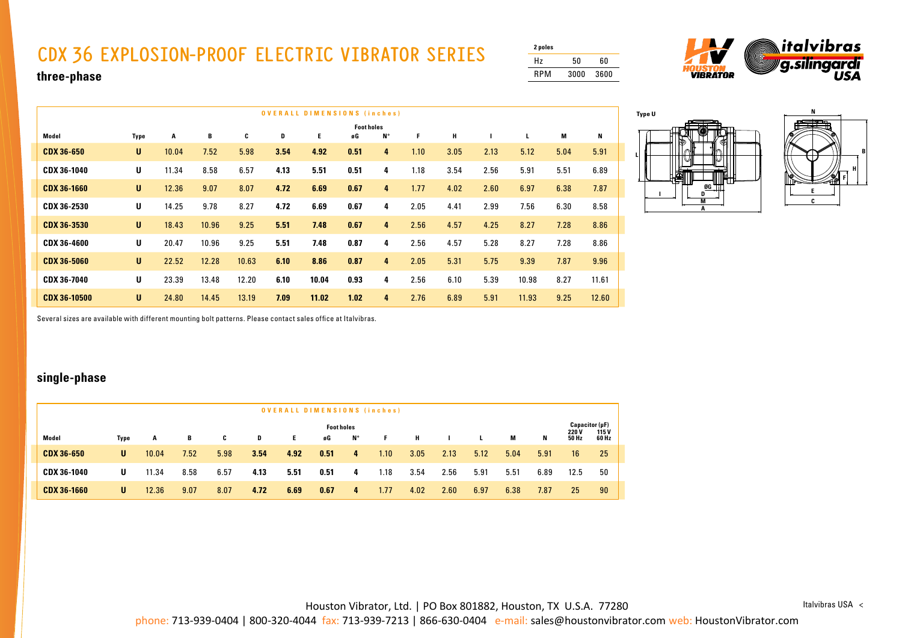# CDX 36 EXPLOSION-PROOF ELECTRIC VIBRATOR SERIES

**three-phase**

| 2 poles | | |
|---|---|---|
| Hz | 50 | 60 |
| RPM | 3000 | 3600 |

OVERALL DIMENSIONS (inches)

| Model | Type | A | B | C | D | E | Foot holes øG | Foot holes N° | F | H | I | L | M | N |
|---|---|---|---|---|---|---|---|---|---|---|---|---|---|---|
| **CDX 36-650** | **U** | 10.04 | 7.52 | 5.98 | **3.54** | **4.92** | **0.51** | **4** | 1.10 | 3.05 | 2.13 | 5.12 | 5.04 | 5.91 |
| **CDX 36-1040** | **U** | 11.34 | 8.58 | 6.57 | **4.13** | **5.51** | **0.51** | **4** | 1.18 | 3.54 | 2.56 | 5.91 | 5.51 | 6.89 |
| **CDX 36-1660** | **U** | 12.36 | 9.07 | 8.07 | **4.72** | **6.69** | **0.67** | **4** | 1.77 | 4.02 | 2.60 | 6.97 | 6.38 | 7.87 |
| **CDX 36-2530** | **U** | 14.25 | 9.78 | 8.27 | **4.72** | **6.69** | **0.67** | **4** | 2.05 | 4.41 | 2.99 | 7.56 | 6.30 | 8.58 |
| **CDX 36-3530** | **U** | 18.43 | 10.96 | 9.25 | **5.51** | **7.48** | **0.67** | **4** | 2.56 | 4.57 | 4.25 | 8.27 | 7.28 | 8.86 |
| **CDX 36-4600** | **U** | 20.47 | 10.96 | 9.25 | **5.51** | **7.48** | **0.87** | **4** | 2.56 | 4.57 | 5.28 | 8.27 | 7.28 | 8.86 |
| **CDX 36-5060** | **U** | 22.52 | 12.28 | 10.63 | **6.10** | **8.86** | **0.87** | **4** | 2.05 | 5.31 | 5.75 | 9.39 | 7.87 | 9.96 |
| **CDX 36-7040** | **U** | 23.39 | 13.48 | 12.20 | **6.10** | **10.04** | **0.93** | **4** | 2.56 | 6.10 | 5.39 | 10.98 | 8.27 | 11.61 |
| **CDX 36-10500** | **U** | 24.80 | 14.45 | 13.19 | **7.09** | **11.02** | **1.02** | **4** | 2.76 | 6.89 | 5.91 | 11.93 | 9.25 | 12.60 |

Several sizes are available with different mounting bolt patterns. Please contact sales office at Italvibras.

Type U

**single-phase**

OVERALL DIMENSIONS (inches)

| Model | Type | A | B | C | D | E | Foot holes øG | Foot holes N° | F | H | I | L | M | N | Capacitor (µF) 220 V 50 Hz | Capacitor (µF) 115 V 60 Hz |
|---|---|---|---|---|---|---|---|---|---|---|---|---|---|---|---|---|
| **CDX 36-650** | **U** | 10.04 | 7.52 | 5.98 | **3.54** | **4.92** | **0.51** | **4** | 1.10 | 3.05 | 2.13 | 5.12 | 5.04 | 5.91 | 16 | 25 |
| **CDX 36-1040** | **U** | 11.34 | 8.58 | 6.57 | **4.13** | **5.51** | **0.51** | **4** | 1.18 | 3.54 | 2.56 | 5.91 | 5.51 | 6.89 | 12.5 | 50 |
| **CDX 36-1660** | **U** | 12.36 | 9.07 | 8.07 | **4.72** | **6.69** | **0.67** | **4** | 1.77 | 4.02 | 2.60 | 6.97 | 6.38 | 7.87 | 25 | 90 |

Houston Vibrator, Ltd. | PO Box 801882, Houston, TX U.S.A. 77280

phone: 713-939-0404 | 800-320-4044 fax: 713-939-7213 | 866-630-0404 e-mail: sales@houstonvibrator.com web: HoustonVibrator.com